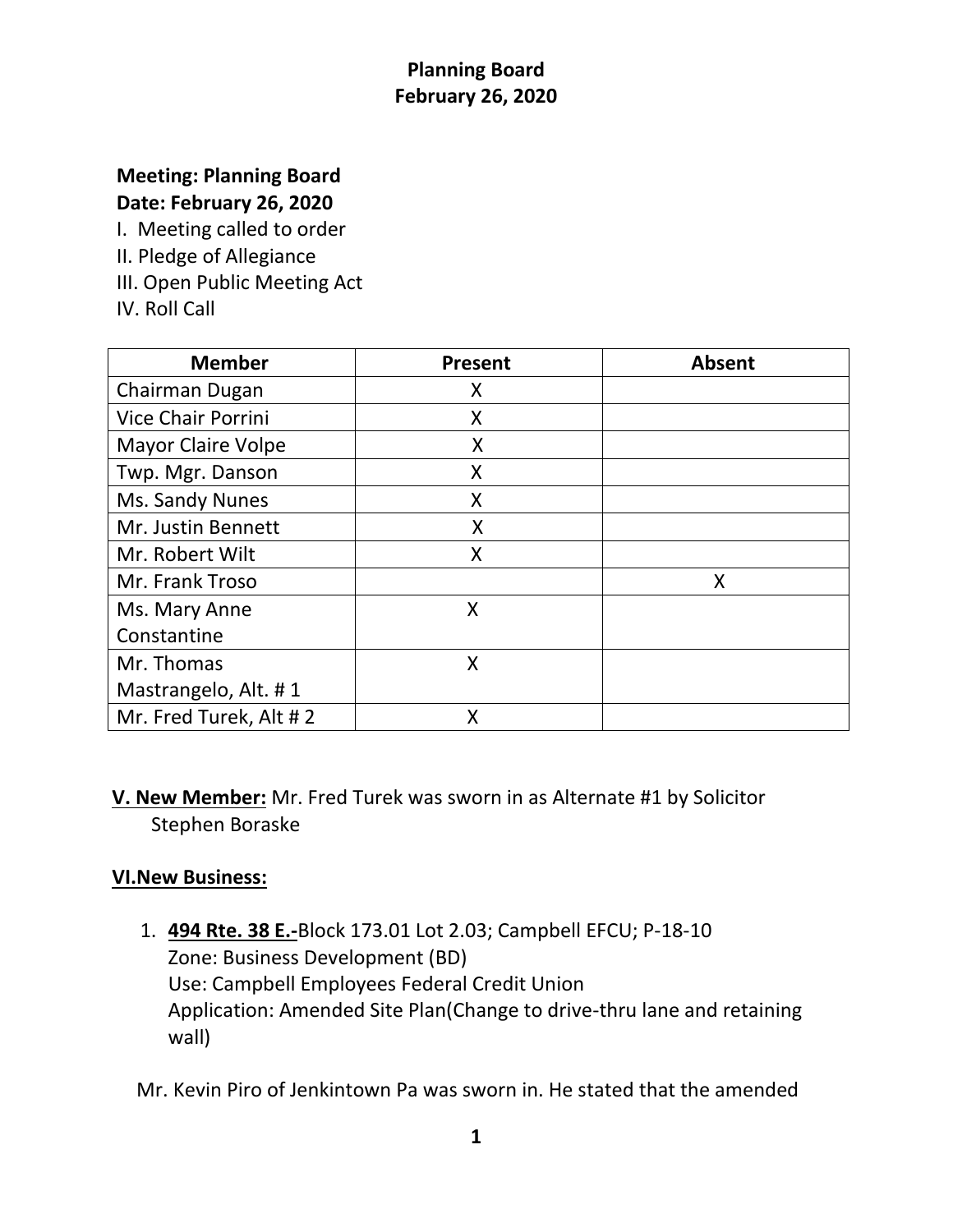# Planning Board
## February 26, 2020

**Meeting: Planning Board**
**Date: February 26, 2020**

I. Meeting called to order
II. Pledge of Allegiance
III. Open Public Meeting Act
IV. Roll Call

| Member | Present | Absent |
|---|---|---|
| Chairman Dugan | X | |
| Vice Chair Porrini | X | |
| Mayor Claire Volpe | X | |
| Twp. Mgr. Danson | X | |
| Ms. Sandy Nunes | X | |
| Mr. Justin Bennett | X | |
| Mr. Robert Wilt | X | |
| Mr. Frank Troso | | X |
| Ms. Mary Anne Constantine | X | |
| Mr. Thomas Mastrangelo, Alt. # 1 | X | |
| Mr. Fred Turek, Alt # 2 | X | |

**V. New Member:** Mr. Fred Turek was sworn in as Alternate #1 by Solicitor Stephen Boraske

**VI.New Business:**

1. **494 Rte. 38 E.-**Block 173.01 Lot 2.03; Campbell EFCU; P-18-10
   Zone: Business Development (BD)
   Use: Campbell Employees Federal Credit Union
   Application: Amended Site Plan(Change to drive-thru lane and retaining wall)

Mr. Kevin Piro of Jenkintown Pa was sworn in. He stated that the amended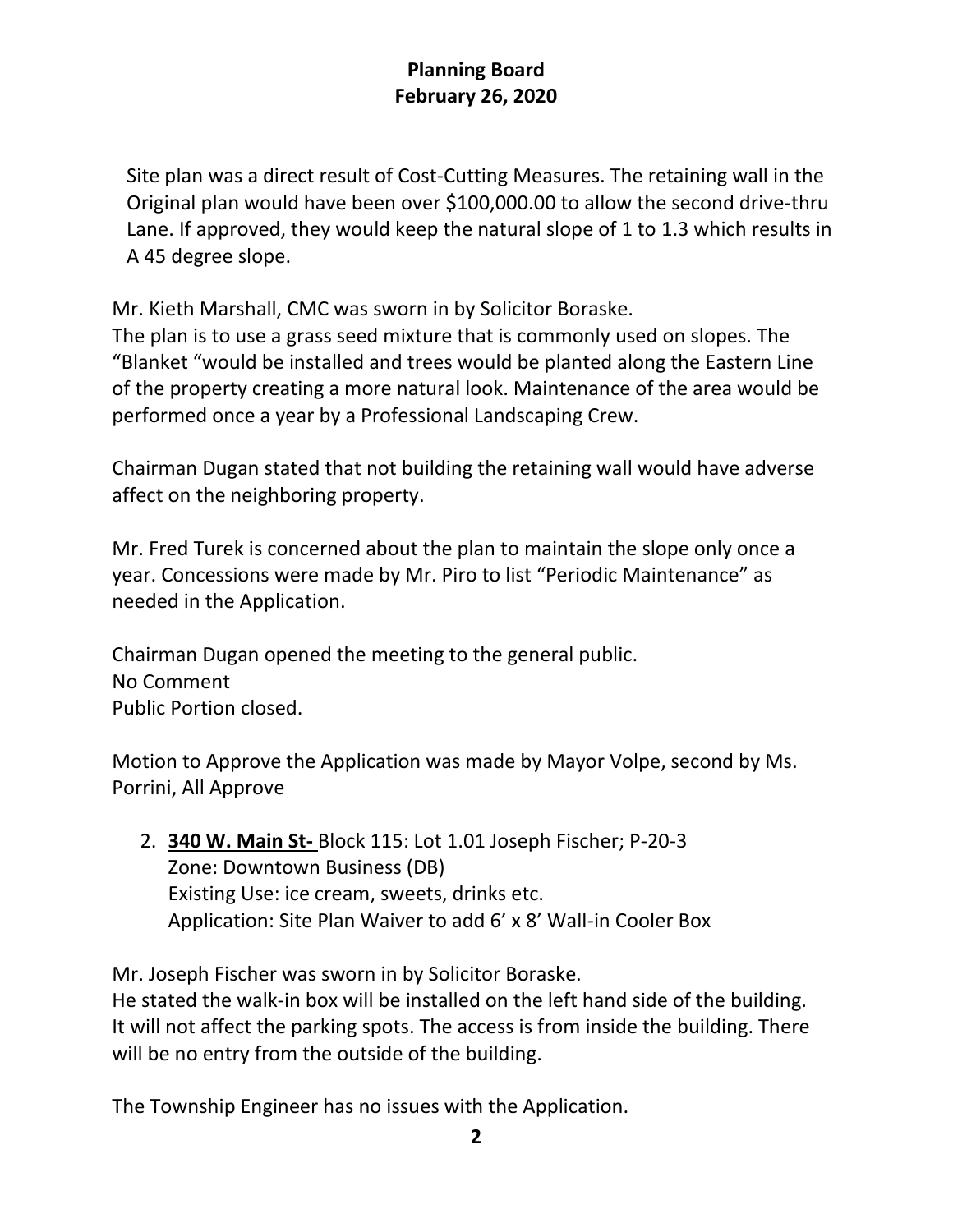Site plan was a direct result of Cost-Cutting Measures. The retaining wall in the Original plan would have been over $100,000.00 to allow the second drive-thru Lane. If approved, they would keep the natural slope of 1 to 1.3 which results in A 45 degree slope.

Mr. Kieth Marshall, CMC was sworn in by Solicitor Boraske.
The plan is to use a grass seed mixture that is commonly used on slopes. The "Blanket "would be installed and trees would be planted along the Eastern Line of the property creating a more natural look. Maintenance of the area would be performed once a year by a Professional Landscaping Crew.

Chairman Dugan stated that not building the retaining wall would have adverse affect on the neighboring property.

Mr. Fred Turek is concerned about the plan to maintain the slope only once a year. Concessions were made by Mr. Piro to list "Periodic Maintenance" as needed in the Application.

Chairman Dugan opened the meeting to the general public.
No Comment
Public Portion closed.

Motion to Approve the Application was made by Mayor Volpe, second by Ms. Porrini, All Approve

2. **340 W. Main St-** Block 115: Lot 1.01 Joseph Fischer; P-20-3
   Zone: Downtown Business (DB)
   Existing Use: ice cream, sweets, drinks etc.
   Application: Site Plan Waiver to add 6' x 8' Wall-in Cooler Box

Mr. Joseph Fischer was sworn in by Solicitor Boraske.
He stated the walk-in box will be installed on the left hand side of the building. It will not affect the parking spots. The access is from inside the building. There will be no entry from the outside of the building.

The Township Engineer has no issues with the Application.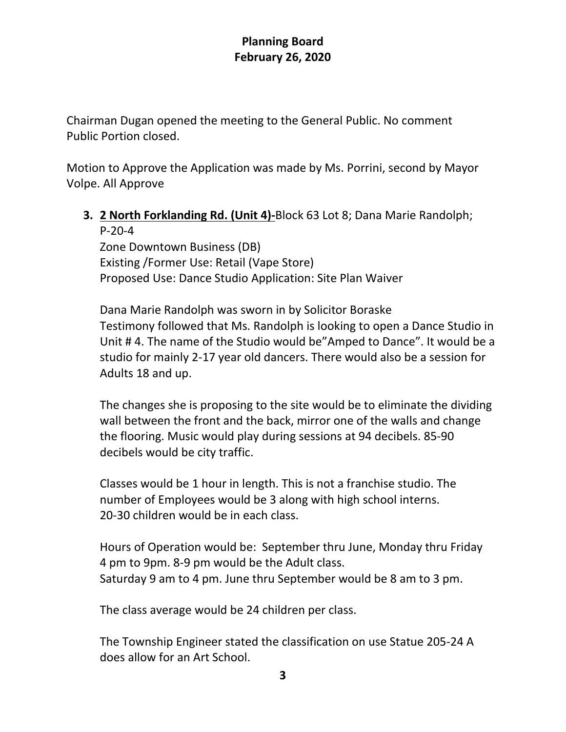# Planning Board
## February 26, 2020

Chairman Dugan opened the meeting to the General Public. No comment
Public Portion closed.

Motion to Approve the Application was made by Ms. Porrini, second by Mayor Volpe. All Approve

3. **2 North Forklanding Rd. (Unit 4)-**Block 63 Lot 8; Dana Marie Randolph; P-20-4
   Zone Downtown Business (DB)
   Existing /Former Use: Retail (Vape Store)
   Proposed Use: Dance Studio Application: Site Plan Waiver

   Dana Marie Randolph was sworn in by Solicitor Boraske
   Testimony followed that Ms. Randolph is looking to open a Dance Studio in Unit # 4. The name of the Studio would be"Amped to Dance". It would be a studio for mainly 2-17 year old dancers. There would also be a session for Adults 18 and up.

   The changes she is proposing to the site would be to eliminate the dividing wall between the front and the back, mirror one of the walls and change the flooring. Music would play during sessions at 94 decibels. 85-90 decibels would be city traffic.

   Classes would be 1 hour in length. This is not a franchise studio. The number of Employees would be 3 along with high school interns.
   20-30 children would be in each class.

   Hours of Operation would be: September thru June, Monday thru Friday 4 pm to 9pm. 8-9 pm would be the Adult class.
   Saturday 9 am to 4 pm. June thru September would be 8 am to 3 pm.

   The class average would be 24 children per class.

   The Township Engineer stated the classification on use Statue 205-24 A does allow for an Art School.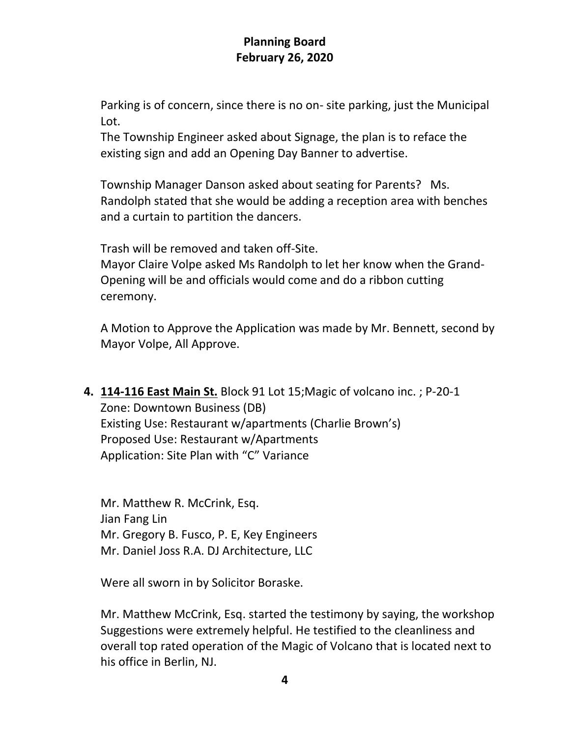Parking is of concern, since there is no on- site parking, just the Municipal Lot.
The Township Engineer asked about Signage, the plan is to reface the existing sign and add an Opening Day Banner to advertise.

Township Manager Danson asked about seating for Parents?   Ms. Randolph stated that she would be adding a reception area with benches and a curtain to partition the dancers.

Trash will be removed and taken off-Site.
Mayor Claire Volpe asked Ms Randolph to let her know when the Grand-Opening will be and officials would come and do a ribbon cutting ceremony.

A Motion to Approve the Application was made by Mr. Bennett, second by Mayor Volpe, All Approve.

**4. <u>114-116 East Main St.</u>** Block 91 Lot 15;Magic of volcano inc. ; P-20-1
Zone: Downtown Business (DB)
Existing Use: Restaurant w/apartments (Charlie Brown's)
Proposed Use: Restaurant w/Apartments
Application: Site Plan with "C" Variance

Mr. Matthew R. McCrink, Esq.
Jian Fang Lin
Mr. Gregory B. Fusco, P. E, Key Engineers
Mr. Daniel Joss R.A. DJ Architecture, LLC

Were all sworn in by Solicitor Boraske.

Mr. Matthew McCrink, Esq. started the testimony by saying, the workshop Suggestions were extremely helpful. He testified to the cleanliness and overall top rated operation of the Magic of Volcano that is located next to his office in Berlin, NJ.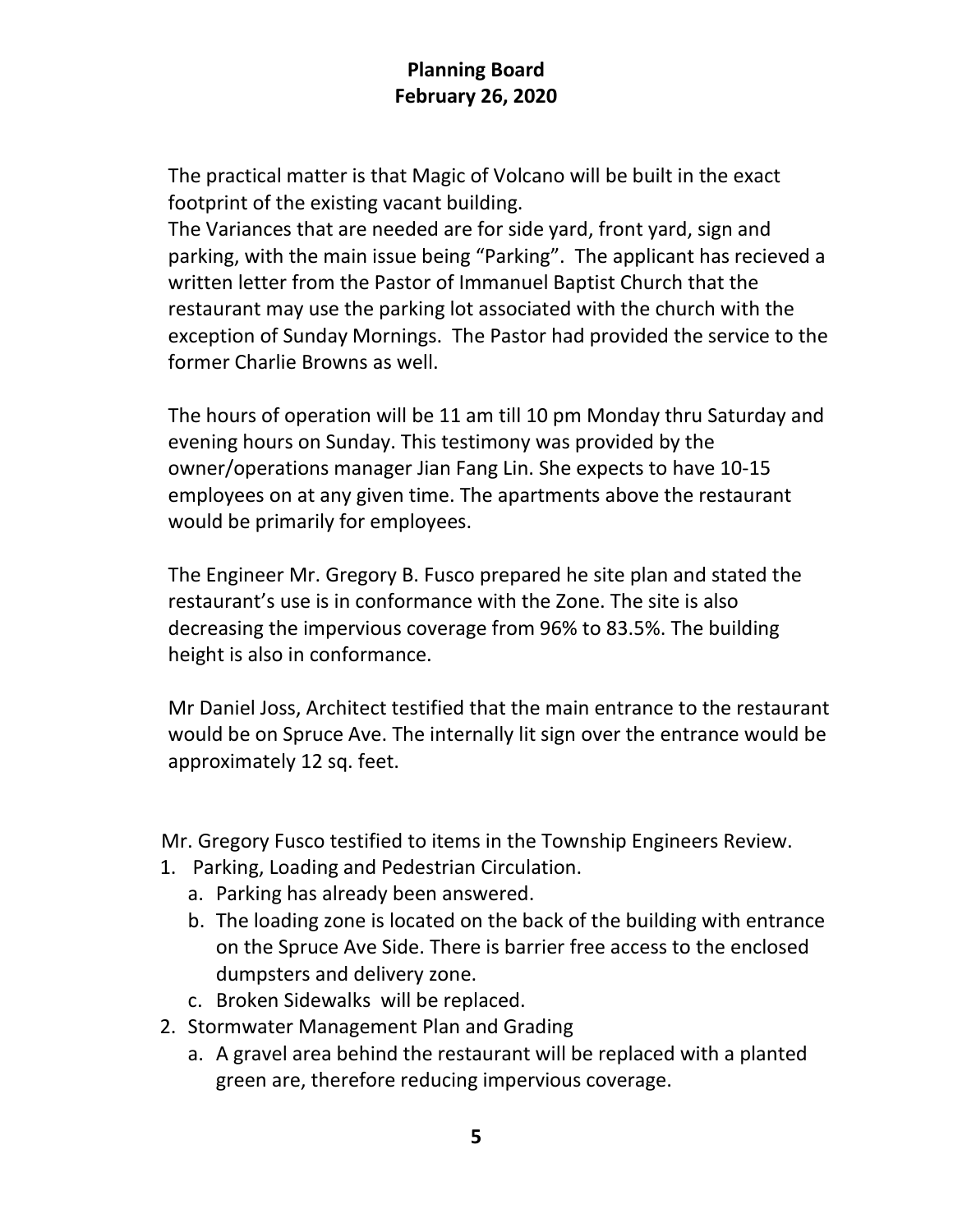The practical matter is that Magic of Volcano will be built in the exact footprint of the existing vacant building.
The Variances that are needed are for side yard, front yard, sign and parking, with the main issue being "Parking". The applicant has recieved a written letter from the Pastor of Immanuel Baptist Church that the restaurant may use the parking lot associated with the church with the exception of Sunday Mornings. The Pastor had provided the service to the former Charlie Browns as well.

The hours of operation will be 11 am till 10 pm Monday thru Saturday and evening hours on Sunday. This testimony was provided by the owner/operations manager Jian Fang Lin. She expects to have 10-15 employees on at any given time. The apartments above the restaurant would be primarily for employees.

The Engineer Mr. Gregory B. Fusco prepared he site plan and stated the restaurant's use is in conformance with the Zone. The site is also decreasing the impervious coverage from 96% to 83.5%. The building height is also in conformance.

Mr Daniel Joss, Architect testified that the main entrance to the restaurant would be on Spruce Ave. The internally lit sign over the entrance would be approximately 12 sq. feet.

Mr. Gregory Fusco testified to items in the Township Engineers Review.

1. Parking, Loading and Pedestrian Circulation.
   a. Parking has already been answered.
   b. The loading zone is located on the back of the building with entrance on the Spruce Ave Side. There is barrier free access to the enclosed dumpsters and delivery zone.
   c. Broken Sidewalks will be replaced.
2. Stormwater Management Plan and Grading
   a. A gravel area behind the restaurant will be replaced with a planted green are, therefore reducing impervious coverage.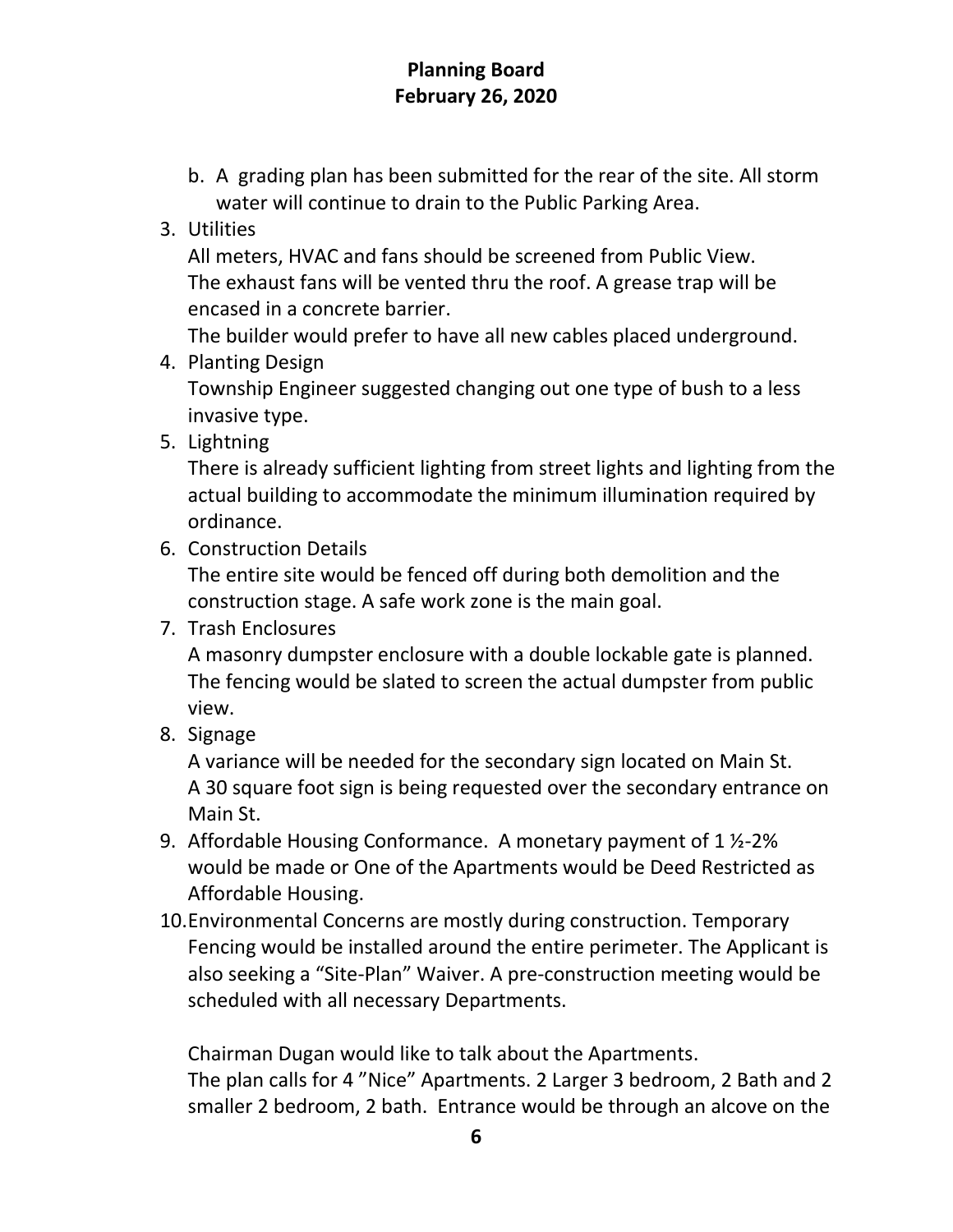b. A grading plan has been submitted for the rear of the site. All storm water will continue to drain to the Public Parking Area.

3. Utilities
   All meters, HVAC and fans should be screened from Public View.
   The exhaust fans will be vented thru the roof. A grease trap will be encased in a concrete barrier.
   The builder would prefer to have all new cables placed underground.
4. Planting Design
   Township Engineer suggested changing out one type of bush to a less invasive type.
5. Lightning
   There is already sufficient lighting from street lights and lighting from the actual building to accommodate the minimum illumination required by ordinance.
6. Construction Details
   The entire site would be fenced off during both demolition and the construction stage. A safe work zone is the main goal.
7. Trash Enclosures
   A masonry dumpster enclosure with a double lockable gate is planned. The fencing would be slated to screen the actual dumpster from public view.
8. Signage
   A variance will be needed for the secondary sign located on Main St.
   A 30 square foot sign is being requested over the secondary entrance on Main St.
9. Affordable Housing Conformance. A monetary payment of 1 ½-2% would be made or One of the Apartments would be Deed Restricted as Affordable Housing.
10. Environmental Concerns are mostly during construction. Temporary Fencing would be installed around the entire perimeter. The Applicant is also seeking a "Site-Plan" Waiver. A pre-construction meeting would be scheduled with all necessary Departments.

    Chairman Dugan would like to talk about the Apartments.
    The plan calls for 4 "Nice" Apartments. 2 Larger 3 bedroom, 2 Bath and 2 smaller 2 bedroom, 2 bath. Entrance would be through an alcove on the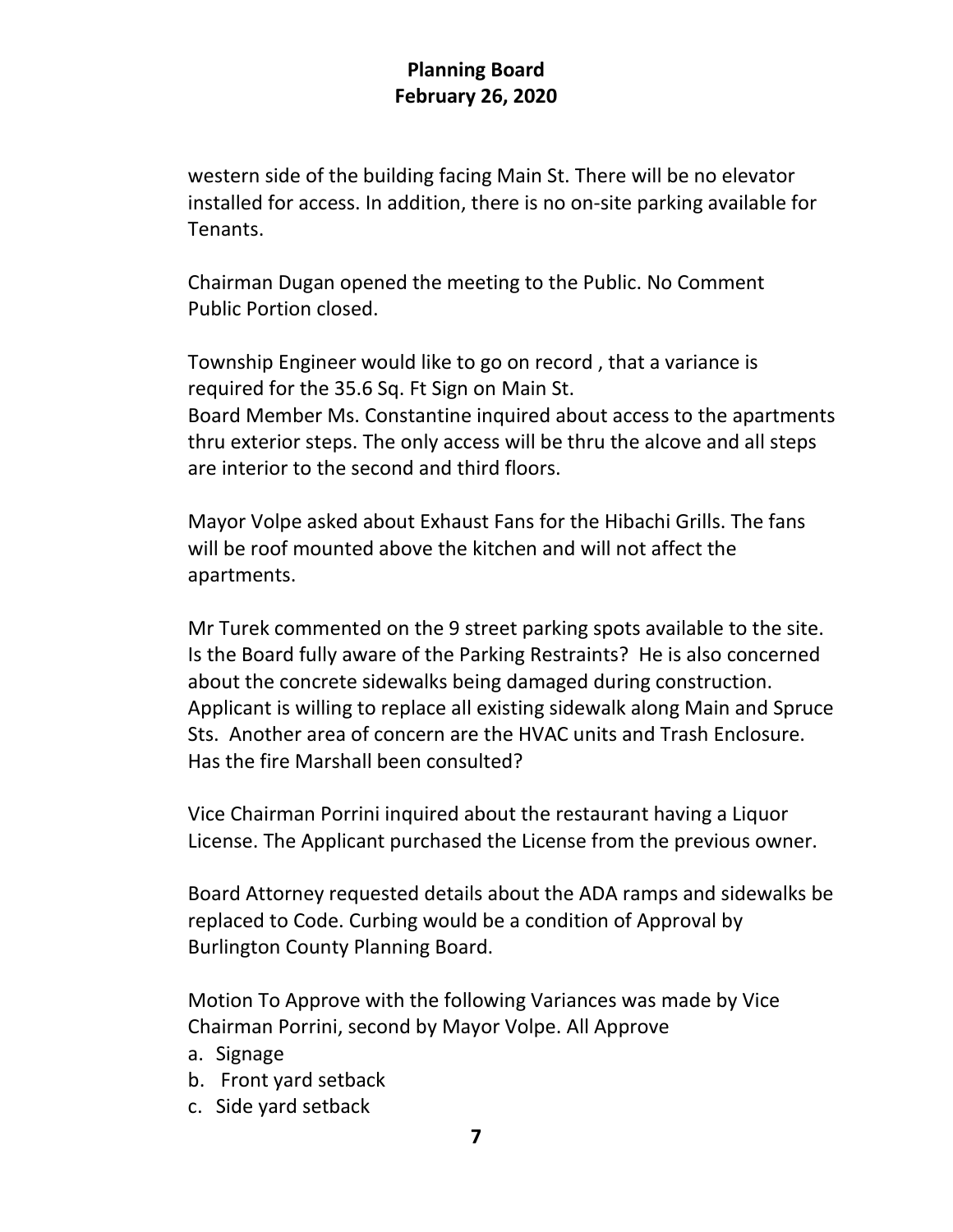western side of the building facing Main St. There will be no elevator installed for access. In addition, there is no on-site parking available for Tenants.

Chairman Dugan opened the meeting to the Public. No Comment
Public Portion closed.

Township Engineer would like to go on record , that a variance is required for the 35.6 Sq. Ft Sign on Main St.
Board Member Ms. Constantine inquired about access to the apartments thru exterior steps. The only access will be thru the alcove and all steps are interior to the second and third floors.

Mayor Volpe asked about Exhaust Fans for the Hibachi Grills. The fans will be roof mounted above the kitchen and will not affect the apartments.

Mr Turek commented on the 9 street parking spots available to the site. Is the Board fully aware of the Parking Restraints? He is also concerned about the concrete sidewalks being damaged during construction. Applicant is willing to replace all existing sidewalk along Main and Spruce Sts. Another area of concern are the HVAC units and Trash Enclosure. Has the fire Marshall been consulted?

Vice Chairman Porrini inquired about the restaurant having a Liquor License. The Applicant purchased the License from the previous owner.

Board Attorney requested details about the ADA ramps and sidewalks be replaced to Code. Curbing would be a condition of Approval by Burlington County Planning Board.

Motion To Approve with the following Variances was made by Vice Chairman Porrini, second by Mayor Volpe. All Approve

a. Signage
b. Front yard setback
c. Side yard setback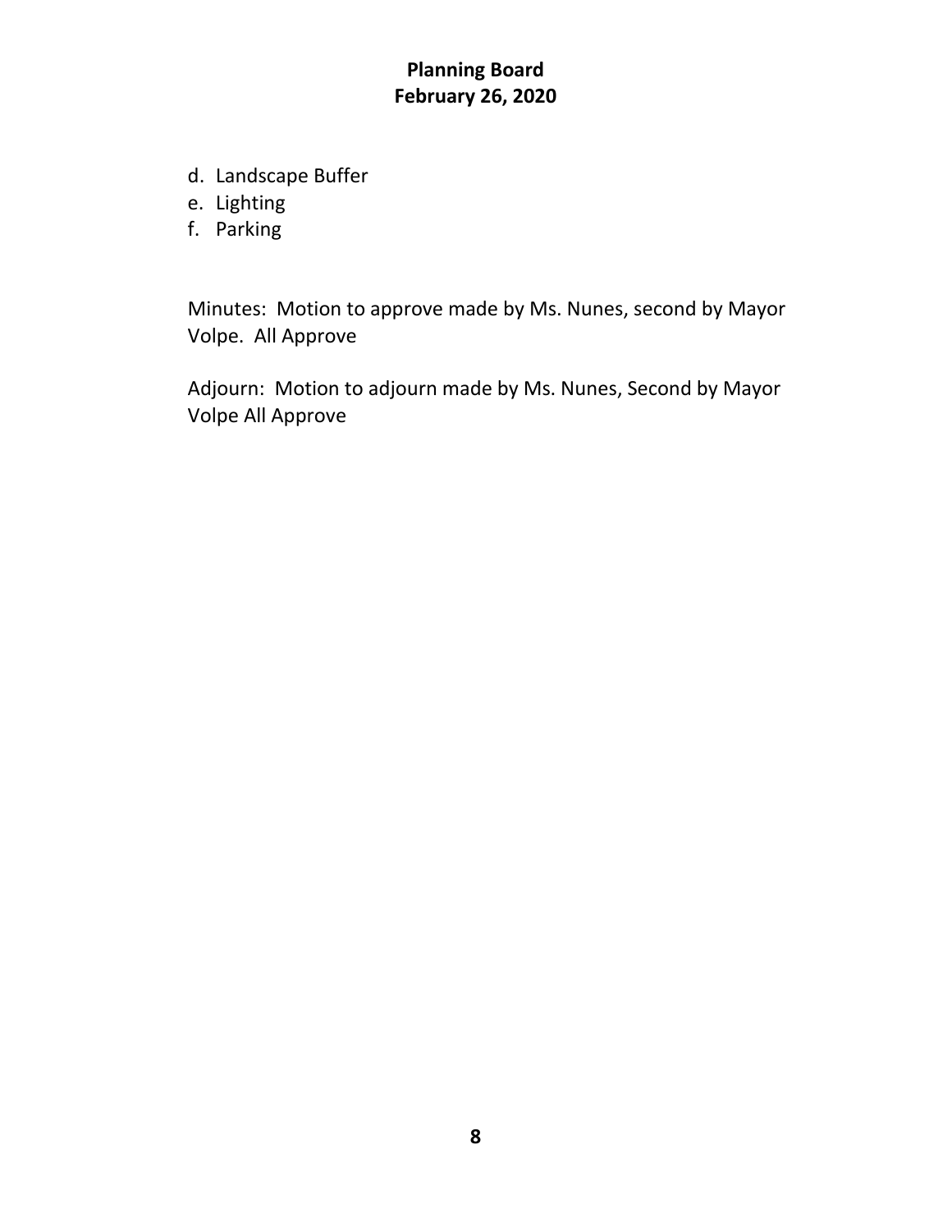d. Landscape Buffer
e. Lighting
f. Parking

Minutes: Motion to approve made by Ms. Nunes, second by Mayor Volpe. All Approve

Adjourn: Motion to adjourn made by Ms. Nunes, Second by Mayor Volpe All Approve